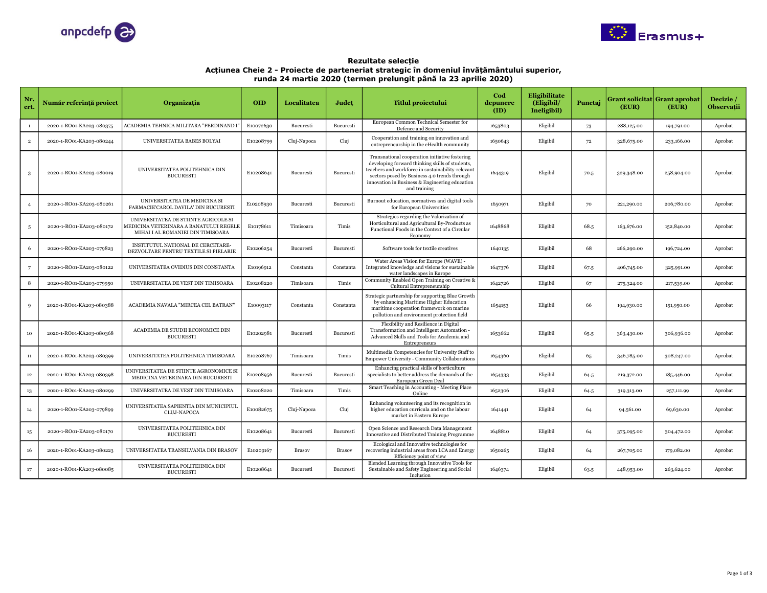**Rezultate selecție**

**Acțiunea Cheie 2 - Proiecte de parteneriat strategic în domeniul învățământului superior, runda 24 martie 2020 (termen prelungit până la 23 aprilie 2020)**

| Nr. crt. | Număr referință proiect | Organizația | OID | Localitatea | Județ | Titlul proiectului | Cod depunere (ID) | Eligibilitate (Eligibil/ Ineligibil) | Punctaj | Grant solicitat (EUR) | Grant aprobat (EUR) | Decizie / Observații |
|---|---|---|---|---|---|---|---|---|---|---|---|---|
| 1 | 2020-1-RO01-KA203-080375 | ACADEMIA TEHNICA MILITARA "FERDINAND I" | E10072630 | Bucuresti | Bucuresti | European Common Technical Semester for Defence and Security | 1653803 | Eligibil | 73 | 288,125.00 | 194,791.00 | Aprobat |
| 2 | 2020-1-RO01-KA203-080244 | UNIVERSITATEA BABES BOLYAI | E10208799 | Cluj-Napoca | Cluj | Cooperation and training on innovation and entrepreneurship in the eHealth community | 1650643 | Eligibil | 72 | 328,675.00 | 233,166.00 | Aprobat |
| 3 | 2020-1-RO01-KA203-080019 | UNIVERSITATEA POLITEHNICA DIN BUCURESTI | E10208641 | Bucuresti | Bucuresti | Transnational cooperation initiative fostering developing forward thinking skills of students, teachers and workforce in sustainability-relevant sectors posed by Business 4.0 trends through innovation in Business & Engineering education and training | 1644319 | Eligibil | 70.5 | 329,348.00 | 258,904.00 | Aprobat |
| 4 | 2020-1-RO01-KA203-080261 | UNIVERSITATEA DE MEDICINA SI FARMACIE'CAROL DAVILA' DIN BUCURESTI | E10208930 | Bucuresti | Bucuresti | Burnout education, normatives and digital tools for European Universities | 1650971 | Eligibil | 70 | 221,290.00 | 206,780.00 | Aprobat |
| 5 | 2020-1-RO01-KA203-080172 | UNIVERSITATEA DE STIINTE AGRICOLE SI MEDICINA VETERINARA A BANATULUI REGELE MIHAI I AL ROMANIEI DIN TIMISOARA | E10178611 | Timisoara | Timis | Strategies regarding the Valorization of Horticultural and Agricultural By-Products as Functional Foods in the Context of a Circular Economy | 1648868 | Eligibil | 68.5 | 163,676.00 | 152,840.00 | Aprobat |
| 6 | 2020-1-RO01-KA203-079823 | INSTITUTUL NATIONAL DE CERCETARE-DEZVOLTARE PENTRU TEXTILE SI PIELARIE | E10206254 | Bucuresti | Bucuresti | Software tools for textile creatives | 1640135 | Eligibil | 68 | 266,290.00 | 196,724.00 | Aprobat |
| 7 | 2020-1-RO01-KA203-080122 | UNIVERSITATEA OVIDIUS DIN CONSTANTA | E10196912 | Constanta | Constanta | Water Areas Vision for Europe (WAVE) - Integrated knowledge and visions for sustainable water landscapes in Europe | 1647376 | Eligibil | 67.5 | 406,745.00 | 325,991.00 | Aprobat |
| 8 | 2020-1-RO01-KA203-079950 | UNIVERSITATEA DE VEST DIN TIMISOARA | E10208220 | Timisoara | Timis | Community Enabled Open Training on Creative & Cultural Entrepreneurship | 1642726 | Eligibil | 67 | 275,324.00 | 217,539.00 | Aprobat |
| 9 | 2020-1-RO01-KA203-080388 | ACADEMIA NAVALA "MIRCEA CEL BATRAN" | E10093117 | Constanta | Constanta | Strategic partnership for supporting Blue Growth by enhancing Maritime Higher Education maritime cooperation framework on marine pollution and environment protection field | 1654153 | Eligibil | 66 | 194,930.00 | 151,950.00 | Aprobat |
| 10 | 2020-1-RO01-KA203-080368 | ACADEMIA DE STUDII ECONOMICE DIN BUCURESTI | E10202981 | Bucuresti | Bucuresti | Flexibility and Resilience in Digital Transformation and Intelligent Automation - Advanced Skills and Tools for Academia and Entrepreneurs | 1653662 | Eligibil | 65.5 | 363,430.00 | 306,936.00 | Aprobat |
| 11 | 2020-1-RO01-KA203-080399 | UNIVERSITATEA POLITEHNICA TIMISOARA | E10208767 | Timisoara | Timis | Multimedia Competencies for University Staff to Empower University - Community Collaborations | 1654360 | Eligibil | 65 | 346,785.00 | 308,247.00 | Aprobat |
| 12 | 2020-1-RO01-KA203-080398 | UNIVERSITATEA DE STIINTE AGRONOMICE SI MEDICINA VETERINARA DIN BUCURESTI | E10208956 | Bucuresti | Bucuresti | Enhancing practical skills of horticulture specialists to better address the demands of the European Green Deal | 1654333 | Eligibil | 64.5 | 219,372.00 | 185,446.00 | Aprobat |
| 13 | 2020-1-RO01-KA203-080299 | UNIVERSITATEA DE VEST DIN TIMISOARA | E10208220 | Timisoara | Timis | Smart Teaching in Accounting - Meeting Place Online | 1652306 | Eligibil | 64.5 | 319,313.00 | 257,111.99 | Aprobat |
| 14 | 2020-1-RO01-KA203-079899 | UNIVERSITATEA SAPIENTIA DIN MUNICIPIUL CLUJ-NAPOCA | E10082675 | Cluj-Napoca | Cluj | Enhancing volunteering and its recognition in higher education curricula and on the labour market in Eastern Europe | 1641441 | Eligibil | 64 | 94,561.00 | 69,630.00 | Aprobat |
| 15 | 2020-1-RO01-KA203-080170 | UNIVERSITATEA POLITEHNICA DIN BUCURESTI | E10208641 | Bucuresti | Bucuresti | Open Science and Research Data Management Innovative and Distributed Training Programme | 1648810 | Eligibil | 64 | 375,095.00 | 304,472.00 | Aprobat |
| 16 | 2020-1-RO01-KA203-080223 | UNIVERSITATEA TRANSILVANIA DIN BRASOV | E10209167 | Brasov | Brasov | Ecological and Innovative technologies for recovering industrial areas from LCA and Energy Efficiency point of view | 1650265 | Eligibil | 64 | 267,705.00 | 179,082.00 | Aprobat |
| 17 | 2020-1-RO01-KA203-080085 | UNIVERSITATEA POLITEHNICA DIN BUCURESTI | E10208641 | Bucuresti | Bucuresti | Blended Learning through Innovative Tools for Sustainable and Safety Engineering and Social Inclusion | 1646374 | Eligibil | 63.5 | 448,953.00 | 263,624.00 | Aprobat |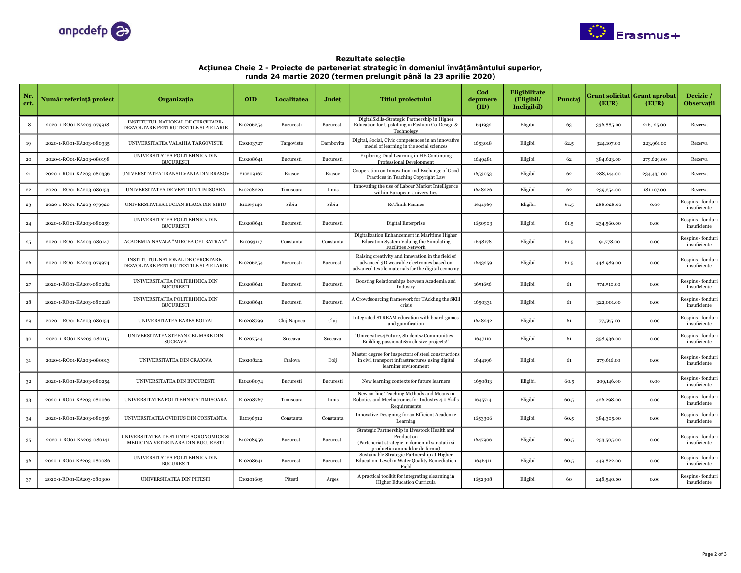**Rezultate selecție**
**Acțiunea Cheie 2 - Proiecte de parteneriat strategic în domeniul învățământului superior, runda 24 martie 2020 (termen prelungit până la 23 aprilie 2020)**

| Nr. crt. | Număr referință proiect | Organizația | OID | Localitatea | Județ | Titlul proiectului | Cod depunere (ID) | Eligibilitate (Eligibil/ Ineligibil) | Punctaj | Grant solicitat (EUR) | Grant aprobat (EUR) | Decizie / Observații |
|---|---|---|---|---|---|---|---|---|---|---|---|---|
| 18 | 2020-1-RO01-KA203-079918 | INSTITUTUL NATIONAL DE CERCETARE-DEZVOLTARE PENTRU TEXTILE SI PIELARIE | E10206254 | Bucuresti | Bucuresti | DigitalSkills-Strategic Partnership in Higher Education for Upskilling in Fashion Co-Design & Technology | 1641932 | Eligibil | 63 | 336,885.00 | 216,125.00 | Rezerva |
| 19 | 2020-1-RO01-KA203-080335 | UNIVERSITATEA VALAHIA TARGOVISTE | E10203727 | Targoviste | Dambovita | Digital, Social, Civic competences in an innovative model of learning in the social sciences | 1653018 | Eligibil | 62.5 | 324,107.00 | 223,961.00 | Rezerva |
| 20 | 2020-1-RO01-KA203-080198 | UNIVERSITATEA POLITEHNICA DIN BUCURESTI | E10208641 | Bucuresti | Bucuresti | Exploring Dual Learning in HE Continuing Professional Development | 1649481 | Eligibil | 62 | 384,623.00 | 279,629.00 | Rezerva |
| 21 | 2020-1-RO01-KA203-080336 | UNIVERSITATEA TRANSILVANIA DIN BRASOV | E10209167 | Brasov | Brasov | Cooperation on Innovation and Exchange of Good Practices in Teaching Copyright Law | 1653053 | Eligibil | 62 | 288,144.00 | 234,435.00 | Rezerva |
| 22 | 2020-1-RO01-KA203-080153 | UNIVERSITATEA DE VEST DIN TIMISOARA | E10208220 | Timisoara | Timis | Innovating the use of Labour Market Intelligence within European Universities | 1648226 | Eligibil | 62 | 239,254.00 | 181,107.00 | Rezerva |
| 23 | 2020-1-RO01-KA203-079920 | UNIVERSITATEA LUCIAN BLAGA DIN SIBIU | E10169140 | Sibiu | Sibiu | ReThink Finance | 1641969 | Eligibil | 61.5 | 288,028.00 | 0.00 | Respins - fonduri insuficiente |
| 24 | 2020-1-RO01-KA203-080259 | UNIVERSITATEA POLITEHNICA DIN BUCURESTI | E10208641 | Bucuresti | Bucuresti | Digital Enterprise | 1650903 | Eligibil | 61.5 | 234,560.00 | 0.00 | Respins - fonduri insuficiente |
| 25 | 2020-1-RO01-KA203-080147 | ACADEMIA NAVALA "MIRCEA CEL BATRAN" | E10093117 | Constanta | Constanta | Digitalization Enhancement in Maritime Higher Education System Valuing the Simulating Facilities Network | 1648178 | Eligibil | 61.5 | 191,778.00 | 0.00 | Respins - fonduri insuficiente |
| 26 | 2020-1-RO01-KA203-079974 | INSTITUTUL NATIONAL DE CERCETARE-DEZVOLTARE PENTRU TEXTILE SI PIELARIE | E10206254 | Bucuresti | Bucuresti | Raising creativity and innovation in the field of advanced 3D wearable electronics based on advanced textile materials for the digital economy | 1643259 | Eligibil | 61.5 | 448,989.00 | 0.00 | Respins - fonduri insuficiente |
| 27 | 2020-1-RO01-KA203-080282 | UNIVERSITATEA POLITEHNICA DIN BUCURESTI | E10208641 | Bucuresti | Bucuresti | Boosting Relationships between Academia and Industry | 1651656 | Eligibil | 61 | 374,510.00 | 0.00 | Respins - fonduri insuficiente |
| 28 | 2020-1-RO01-KA203-080228 | UNIVERSITATEA POLITEHNICA DIN BUCURESTI | E10208641 | Bucuresti | Bucuresti | A Crowdsourcing framework for TAckling the SKill crisis | 1650331 | Eligibil | 61 | 322,001.00 | 0.00 | Respins - fonduri insuficiente |
| 29 | 2020-1-RO01-KA203-080154 | UNIVERSITATEA BABES BOLYAI | E10208799 | Cluj-Napoca | Cluj | Integrated STREAM education with board-games and gamification | 1648242 | Eligibil | 61 | 177,565.00 | 0.00 | Respins - fonduri insuficiente |
| 30 | 2020-1-RO01-KA203-080115 | UNIVERSITATEA STEFAN CEL MARE DIN SUCEAVA | E10207544 | Suceava | Suceava | "Universities4Future, Students4Communities – Building passionate&inclusive projects!" | 1647110 | Eligibil | 61 | 358,936.00 | 0.00 | Respins - fonduri insuficiente |
| 31 | 2020-1-RO01-KA203-080013 | UNIVERSITATEA DIN CRAIOVA | E10208212 | Craiova | Dolj | Master degree for inspectors of steel constructions in civil transport infrastructures using digital learning environment | 1644196 | Eligibil | 61 | 279,616.00 | 0.00 | Respins - fonduri insuficiente |
| 32 | 2020-1-RO01-KA203-080254 | UNIVERSITATEA DIN BUCURESTI | E10208074 | Bucuresti | Bucuresti | New learning contexts for future learners | 1650813 | Eligibil | 60.5 | 209,146.00 | 0.00 | Respins - fonduri insuficiente |
| 33 | 2020-1-RO01-KA203-080066 | UNIVERSITATEA POLITEHNICA TIMISOARA | E10208767 | Timisoara | Timis | New on-line Teaching Methods and Means in Robotics and Mechatronics for Industry 4.0 Skills Requirements | 1645714 | Eligibil | 60.5 | 426,298.00 | 0.00 | Respins - fonduri insuficiente |
| 34 | 2020-1-RO01-KA203-080356 | UNIVERSITATEA OVIDIUS DIN CONSTANTA | E10196912 | Constanta | Constanta | Innovative Designing for an Efficient Academic Learning | 1653306 | Eligibil | 60.5 | 384,305.00 | 0.00 | Respins - fonduri insuficiente |
| 35 | 2020-1-RO01-KA203-080141 | UNIVERSITATEA DE STIINTE AGRONOMICE SI MEDICINA VETERINARA DIN BUCURESTI | E10208956 | Bucuresti | Bucuresti | Strategic Partnership in Livestock Health and Production (Parteneriat strategic in domeniul sanatatii si productiei animalelor de ferma) | 1647906 | Eligibil | 60.5 | 253,505.00 | 0.00 | Respins - fonduri insuficiente |
| 36 | 2020-1-RO01-KA203-080086 | UNIVERSITATEA POLITEHNICA DIN BUCURESTI | E10208641 | Bucuresti | Bucuresti | Sustainable Strategic Partnership at Higher Education Level in Water Quality Remediation Field | 1646411 | Eligibil | 60.5 | 449,822.00 | 0.00 | Respins - fonduri insuficiente |
| 37 | 2020-1-RO01-KA203-080300 | UNIVERSITATEA DIN PITESTI | E10201605 | Pitesti | Arges | A practical toolkit for integrating elearning in Higher Education Curricula | 1652308 | Eligibil | 60 | 248,540.00 | 0.00 | Respins - fonduri insuficiente |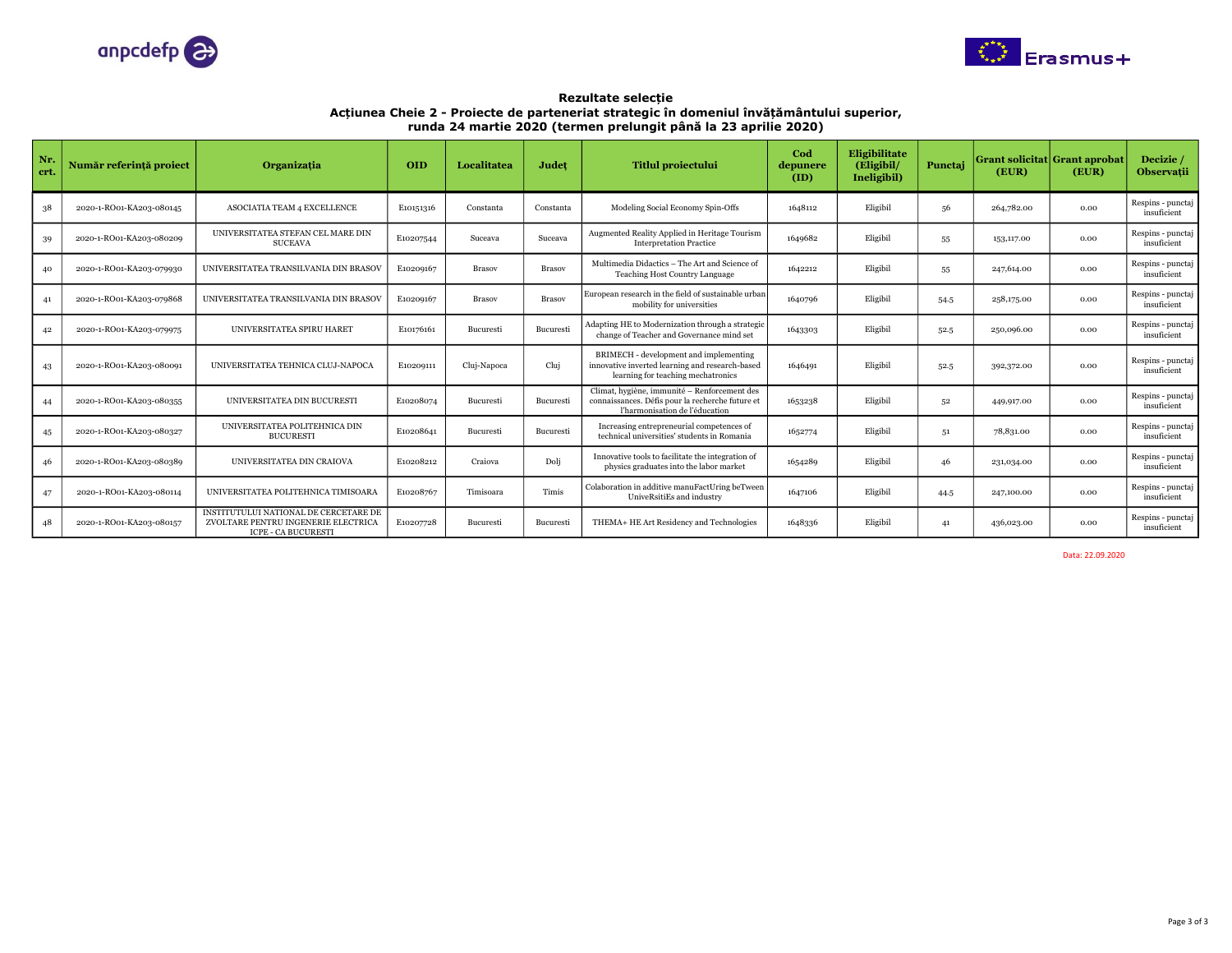**Rezultate selecție**
**Acțiunea Cheie 2 - Proiecte de parteneriat strategic în domeniul învățământului superior, runda 24 martie 2020 (termen prelungit până la 23 aprilie 2020)**

| Nr. crt. | Număr referință proiect | Organizația | OID | Localitatea | Județ | Titlul proiectului | Cod depunere (ID) | Eligibilitate (Eligibil/ Ineligibil) | Punctaj | Grant solicitat (EUR) | Grant aprobat (EUR) | Decizie / Observații |
|---|---|---|---|---|---|---|---|---|---|---|---|---|
| 38 | 2020-1-RO01-KA203-080145 | ASOCIATIA TEAM 4 EXCELLENCE | E10151316 | Constanta | Constanta | Modeling Social Economy Spin-Offs | 1648112 | Eligibil | 56 | 264,782.00 | 0.00 | Respins - punctaj insuficient |
| 39 | 2020-1-RO01-KA203-080209 | UNIVERSITATEA STEFAN CEL MARE DIN SUCEAVA | E10207544 | Suceava | Suceava | Augmented Reality Applied in Heritage Tourism Interpretation Practice | 1649682 | Eligibil | 55 | 153,117.00 | 0.00 | Respins - punctaj insuficient |
| 40 | 2020-1-RO01-KA203-079930 | UNIVERSITATEA TRANSILVANIA DIN BRASOV | E10209167 | Brasov | Brasov | Multimedia Didactics – The Art and Science of Teaching Host Country Language | 1642212 | Eligibil | 55 | 247,614.00 | 0.00 | Respins - punctaj insuficient |
| 41 | 2020-1-RO01-KA203-079868 | UNIVERSITATEA TRANSILVANIA DIN BRASOV | E10209167 | Brasov | Brasov | European research in the field of sustainable urban mobility for universities | 1640796 | Eligibil | 54.5 | 258,175.00 | 0.00 | Respins - punctaj insuficient |
| 42 | 2020-1-RO01-KA203-079975 | UNIVERSITATEA SPIRU HARET | E10176161 | Bucuresti | Bucuresti | Adapting HE to Modernization through a strategic change of Teacher and Governance mind set | 1643303 | Eligibil | 52.5 | 250,096.00 | 0.00 | Respins - punctaj insuficient |
| 43 | 2020-1-RO01-KA203-080091 | UNIVERSITATEA TEHNICA CLUJ-NAPOCA | E10209111 | Cluj-Napoca | Cluj | BRIMECH - development and implementing innovative inverted learning and research-based learning for teaching mechatronics | 1646491 | Eligibil | 52.5 | 392,372.00 | 0.00 | Respins - punctaj insuficient |
| 44 | 2020-1-RO01-KA203-080355 | UNIVERSITATEA DIN BUCURESTI | E10208074 | Bucuresti | Bucuresti | Climat, hygiène, immunité – Renforcement des connaissances. Défis pour la recherche future et l'harmonisation de l'éducation | 1653238 | Eligibil | 52 | 449,917.00 | 0.00 | Respins - punctaj insuficient |
| 45 | 2020-1-RO01-KA203-080327 | UNIVERSITATEA POLITEHNICA DIN BUCURESTI | E10208641 | Bucuresti | Bucuresti | Increasing entrepreneurial competences of technical universities' students in Romania | 1652774 | Eligibil | 51 | 78,831.00 | 0.00 | Respins - punctaj insuficient |
| 46 | 2020-1-RO01-KA203-080389 | UNIVERSITATEA DIN CRAIOVA | E10208212 | Craiova | Dolj | Innovative tools to facilitate the integration of physics graduates into the labor market | 1654289 | Eligibil | 46 | 231,034.00 | 0.00 | Respins - punctaj insuficient |
| 47 | 2020-1-RO01-KA203-080114 | UNIVERSITATEA POLITEHNICA TIMISOARA | E10208767 | Timisoara | Timis | Colaboration in additive manuFactUring beTween UniveRsitiEs and industry | 1647106 | Eligibil | 44.5 | 247,100.00 | 0.00 | Respins - punctaj insuficient |
| 48 | 2020-1-RO01-KA203-080157 | INSTITUTULUI NATIONAL DE CERCETARE DE ZVOLTARE PENTRU INGENERIE ELECTRICA ICPE - CA BUCURESTI | E10207728 | Bucuresti | Bucuresti | THEMA+ HE Art Residency and Technologies | 1648336 | Eligibil | 41 | 436,023.00 | 0.00 | Respins - punctaj insuficient |

Data: 22.09.2020